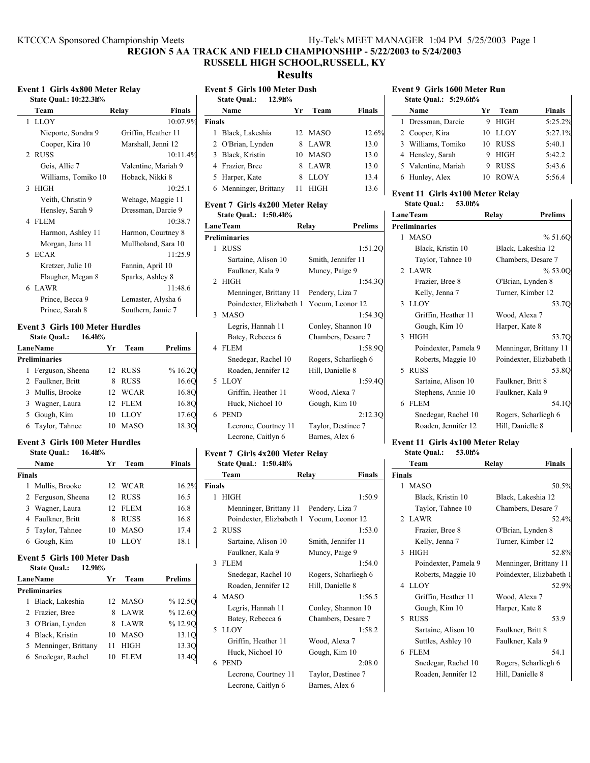# REGION 5 AA TRACK AND FIELD CHAMPIONSHIP - 5/22/2003 to 5/24/2003

## RUSSELL HIGH SCHOOL,RUSSELL, KY

## Results

### Event 1 Girls 4x800 Meter Relay

State Qual.: 10:22.3h%

| | Team | Relay | Finals |
|---|---|---|---|
| 1 | LLOY | | 10:07.9% |
| | Nieporte, Sondra 9 | Griffin, Heather 11 | |
| | Cooper, Kira 10 | Marshall, Jenni 12 | |
| 2 | RUSS | | 10:11.4% |
| | Geis, Allie 7 | Valentine, Mariah 9 | |
| | Williams, Tomiko 10 | Hoback, Nikki 8 | |
| 3 | HIGH | | 10:25.1 |
| | Veith, Christin 9 | Wehage, Maggie 11 | |
| | Hensley, Sarah 9 | Dressman, Darcie 9 | |
| 4 | FLEM | | 10:38.7 |
| | Harmon, Ashley 11 | Harmon, Courtney 8 | |
| | Morgan, Jana 11 | Mullholand, Sara 10 | |
| 5 | ECAR | | 11:25.9 |
| | Kretzer, Julie 10 | Fannin, April 10 | |
| | Flaugher, Megan 8 | Sparks, Ashley 8 | |
| 6 | LAWR | | 11:48.6 |
| | Prince, Becca 9 | Lemaster, Alysha 6 | |
| | Prince, Sarah 8 | Southern, Jamie 7 | |

### Event 3 Girls 100 Meter Hurdles

State Qual.: 16.4h%

| Lane | Name | Yr | Team | Prelims |
|---|---|---|---|---|
| **Preliminaries** | | | | |
| 1 | Ferguson, Sheena | 12 | RUSS | % 16.2Q |
| 2 | Faulkner, Britt | 8 | RUSS | 16.6Q |
| 3 | Mullis, Brooke | 12 | WCAR | 16.8Q |
| 3 | Wagner, Laura | 12 | FLEM | 16.8Q |
| 5 | Gough, Kim | 10 | LLOY | 17.6Q |
| 6 | Taylor, Tahnee | 10 | MASO | 18.3Q |

### Event 3 Girls 100 Meter Hurdles

State Qual.: 16.4h%

| | Name | Yr | Team | Finals |
|---|---|---|---|---|
| **Finals** | | | | |
| 1 | Mullis, Brooke | 12 | WCAR | 16.2% |
| 2 | Ferguson, Sheena | 12 | RUSS | 16.5 |
| 3 | Wagner, Laura | 12 | FLEM | 16.8 |
| 4 | Faulkner, Britt | 8 | RUSS | 16.8 |
| 5 | Taylor, Tahnee | 10 | MASO | 17.4 |
| 6 | Gough, Kim | 10 | LLOY | 18.1 |

### Event 5 Girls 100 Meter Dash

State Qual.: 12.9h%

| Lane | Name | Yr | Team | Prelims |
|---|---|---|---|---|
| **Preliminaries** | | | | |
| 1 | Black, Lakeshia | 12 | MASO | % 12.5Q |
| 2 | Frazier, Bree | 8 | LAWR | % 12.6Q |
| 3 | O'Brian, Lynden | 8 | LAWR | % 12.9Q |
| 4 | Black, Kristin | 10 | MASO | 13.1Q |
| 5 | Menninger, Brittany | 11 | HIGH | 13.3Q |
| 6 | Snedegar, Rachel | 10 | FLEM | 13.4Q |

### Event 5 Girls 100 Meter Dash

State Qual.: 12.9h%

| | Name | Yr | Team | Finals |
|---|---|---|---|---|
| **Finals** | | | | |
| 1 | Black, Lakeshia | 12 | MASO | 12.6% |
| 2 | O'Brian, Lynden | 8 | LAWR | 13.0 |
| 3 | Black, Kristin | 10 | MASO | 13.0 |
| 4 | Frazier, Bree | 8 | LAWR | 13.0 |
| 5 | Harper, Kate | 8 | LLOY | 13.4 |
| 6 | Menninger, Brittany | 11 | HIGH | 13.6 |

### Event 7 Girls 4x200 Meter Relay

State Qual.: 1:50.4h%

| Lane | Team | Relay | Prelims |
|---|---|---|---|
| **Preliminaries** | | | |
| 1 | RUSS | | 1:51.2Q |
| | Sartaine, Alison 10 | Smith, Jennifer 11 | |
| | Faulkner, Kala 9 | Muncy, Paige 9 | |
| 2 | HIGH | | 1:54.3Q |
| | Menninger, Brittany 11 | Pendery, Liza 7 | |
| | Poindexter, Elizbabeth 1 | Yocum, Leonor 12 | |
| 3 | MASO | | 1:54.3Q |
| | Legris, Hannah 11 | Conley, Shannon 10 | |
| | Batey, Rebecca 6 | Chambers, Desare 7 | |
| 4 | FLEM | | 1:58.9Q |
| | Snedegar, Rachel 10 | Rogers, Scharliegh 6 | |
| | Roaden, Jennifer 12 | Hill, Danielle 8 | |
| 5 | LLOY | | 1:59.4Q |
| | Griffin, Heather 11 | Wood, Alexa 7 | |
| | Huck, Nichoel 10 | Gough, Kim 10 | |
| 6 | PEND | | 2:12.3Q |
| | Lecrone, Courtney 11 | Taylor, Destinee 7 | |
| | Lecrone, Caitlyn 6 | Barnes, Alex 6 | |

### Event 7 Girls 4x200 Meter Relay

State Qual.: 1:50.4h%

| | Team | Relay | Finals |
|---|---|---|---|
| **Finals** | | | |
| 1 | HIGH | | 1:50.9 |
| | Menninger, Brittany 11 | Pendery, Liza 7 | |
| | Poindexter, Elizbabeth 1 | Yocum, Leonor 12 | |
| 2 | RUSS | | 1:53.0 |
| | Sartaine, Alison 10 | Smith, Jennifer 11 | |
| | Faulkner, Kala 9 | Muncy, Paige 9 | |
| 3 | FLEM | | 1:54.0 |
| | Snedegar, Rachel 10 | Rogers, Scharliegh 6 | |
| | Roaden, Jennifer 12 | Hill, Danielle 8 | |
| 4 | MASO | | 1:56.5 |
| | Legris, Hannah 11 | Conley, Shannon 10 | |
| | Batey, Rebecca 6 | Chambers, Desare 7 | |
| 5 | LLOY | | 1:58.2 |
| | Griffin, Heather 11 | Wood, Alexa 7 | |
| | Huck, Nichoel 10 | Gough, Kim 10 | |
| 6 | PEND | | 2:08.0 |
| | Lecrone, Courtney 11 | Taylor, Destinee 7 | |
| | Lecrone, Caitlyn 6 | Barnes, Alex 6 | |

### Event 9 Girls 1600 Meter Run

State Qual.: 5:29.6h%

| | Name | Yr | Team | Finals |
|---|---|---|---|---|
| 1 | Dressman, Darcie | 9 | HIGH | 5:25.2% |
| 2 | Cooper, Kira | 10 | LLOY | 5:27.1% |
| 3 | Williams, Tomiko | 10 | RUSS | 5:40.1 |
| 4 | Hensley, Sarah | 9 | HIGH | 5:42.2 |
| 5 | Valentine, Mariah | 9 | RUSS | 5:43.6 |
| 6 | Hunley, Alex | 10 | ROWA | 5:56.4 |

### Event 11 Girls 4x100 Meter Relay

State Qual.: 53.0h%

| Lane | Team | Relay | Prelims |
|---|---|---|---|
| **Preliminaries** | | | |
| 1 | MASO | | % 51.6Q |
| | Black, Kristin 10 | Black, Lakeshia 12 | |
| | Taylor, Tahnee 10 | Chambers, Desare 7 | |
| 2 | LAWR | | % 53.0Q |
| | Frazier, Bree 8 | O'Brian, Lynden 8 | |
| | Kelly, Jenna 7 | Turner, Kimber 12 | |
| 3 | LLOY | | 53.7Q |
| | Griffin, Heather 11 | Wood, Alexa 7 | |
| | Gough, Kim 10 | Harper, Kate 8 | |
| 3 | HIGH | | 53.7Q |
| | Poindexter, Pamela 9 | Menninger, Brittany 11 | |
| | Roberts, Maggie 10 | Poindexter, Elizbabeth 1 | |
| 5 | RUSS | | 53.8Q |
| | Sartaine, Alison 10 | Faulkner, Britt 8 | |
| | Stephens, Annie 10 | Faulkner, Kala 9 | |
| 6 | FLEM | | 54.1Q |
| | Snedegar, Rachel 10 | Rogers, Scharliegh 6 | |
| | Roaden, Jennifer 12 | Hill, Danielle 8 | |

### Event 11 Girls 4x100 Meter Relay

State Qual.: 53.0h%

| | Team | Relay | Finals |
|---|---|---|---|
| **Finals** | | | |
| 1 | MASO | | 50.5% |
| | Black, Kristin 10 | Black, Lakeshia 12 | |
| | Taylor, Tahnee 10 | Chambers, Desare 7 | |
| 2 | LAWR | | 52.4% |
| | Frazier, Bree 8 | O'Brian, Lynden 8 | |
| | Kelly, Jenna 7 | Turner, Kimber 12 | |
| 3 | HIGH | | 52.8% |
| | Poindexter, Pamela 9 | Menninger, Brittany 11 | |
| | Roberts, Maggie 10 | Poindexter, Elizbabeth 1 | |
| 4 | LLOY | | 52.9% |
| | Griffin, Heather 11 | Wood, Alexa 7 | |
| | Gough, Kim 10 | Harper, Kate 8 | |
| 5 | RUSS | | 53.9 |
| | Sartaine, Alison 10 | Faulkner, Britt 8 | |
| | Suttles, Ashley 10 | Faulkner, Kala 9 | |
| 6 | FLEM | | 54.1 |
| | Snedegar, Rachel 10 | Rogers, Scharliegh 6 | |
| | Roaden, Jennifer 12 | Hill, Danielle 8 | |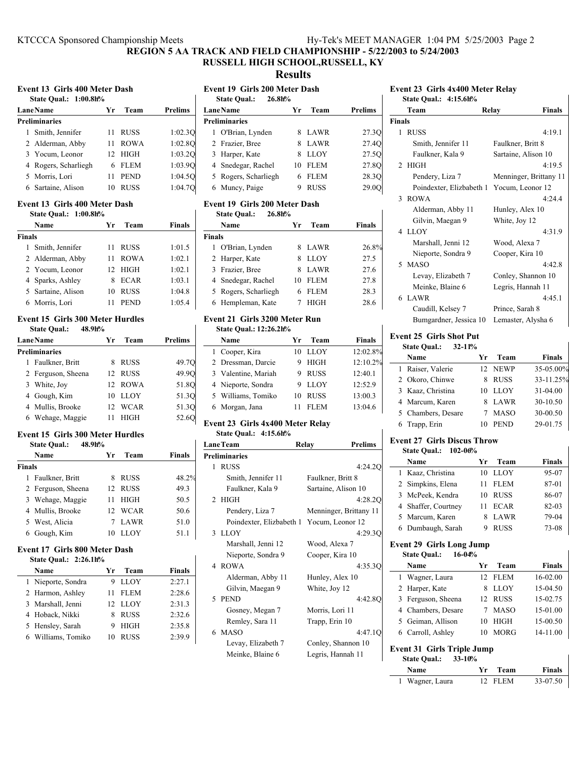## REGION 5 AA TRACK AND FIELD CHAMPIONSHIP - 5/22/2003 to 5/24/2003
### RUSSELL HIGH SCHOOL,RUSSELL, KY
## Results

### Event 13 Girls 400 Meter Dash
State Qual.: 1:00.8h%

| Lane | Name | Yr | Team | Prelims |
|---|---|---|---|---|
| **Preliminaries** | | | | |
| 1 | Smith, Jennifer | 11 | RUSS | 1:02.3Q |
| 2 | Alderman, Abby | 11 | ROWA | 1:02.8Q |
| 3 | Yocum, Leonor | 12 | HIGH | 1:03.2Q |
| 4 | Rogers, Scharliegh | 6 | FLEM | 1:03.9Q |
| 5 | Morris, Lori | 11 | PEND | 1:04.5Q |
| 6 | Sartaine, Alison | 10 | RUSS | 1:04.7Q |

### Event 13 Girls 400 Meter Dash
State Qual.: 1:00.8h%

| | Name | Yr | Team | Finals |
|---|---|---|---|---|
| **Finals** | | | | |
| 1 | Smith, Jennifer | 11 | RUSS | 1:01.5 |
| 2 | Alderman, Abby | 11 | ROWA | 1:02.1 |
| 2 | Yocum, Leonor | 12 | HIGH | 1:02.1 |
| 4 | Sparks, Ashley | 8 | ECAR | 1:03.1 |
| 5 | Sartaine, Alison | 10 | RUSS | 1:04.8 |
| 6 | Morris, Lori | 11 | PEND | 1:05.4 |

### Event 15 Girls 300 Meter Hurdles
State Qual.: 48.9h%

| Lane | Name | Yr | Team | Prelims |
|---|---|---|---|---|
| **Preliminaries** | | | | |
| 1 | Faulkner, Britt | 8 | RUSS | 49.7Q |
| 2 | Ferguson, Sheena | 12 | RUSS | 49.9Q |
| 3 | White, Joy | 12 | ROWA | 51.8Q |
| 4 | Gough, Kim | 10 | LLOY | 51.3Q |
| 4 | Mullis, Brooke | 12 | WCAR | 51.3Q |
| 6 | Wehage, Maggie | 11 | HIGH | 52.6Q |

### Event 15 Girls 300 Meter Hurdles
State Qual.: 48.9h%

| | Name | Yr | Team | Finals |
|---|---|---|---|---|
| **Finals** | | | | |
| 1 | Faulkner, Britt | 8 | RUSS | 48.2% |
| 2 | Ferguson, Sheena | 12 | RUSS | 49.3 |
| 3 | Wehage, Maggie | 11 | HIGH | 50.5 |
| 4 | Mullis, Brooke | 12 | WCAR | 50.6 |
| 5 | West, Alicia | 7 | LAWR | 51.0 |
| 6 | Gough, Kim | 10 | LLOY | 51.1 |

### Event 17 Girls 800 Meter Dash
State Qual.: 2:26.1h%

| | Name | Yr | Team | Finals |
|---|---|---|---|---|
| 1 | Nieporte, Sondra | 9 | LLOY | 2:27.1 |
| 2 | Harmon, Ashley | 11 | FLEM | 2:28.6 |
| 3 | Marshall, Jenni | 12 | LLOY | 2:31.3 |
| 4 | Hoback, Nikki | 8 | RUSS | 2:32.6 |
| 5 | Hensley, Sarah | 9 | HIGH | 2:35.8 |
| 6 | Williams, Tomiko | 10 | RUSS | 2:39.9 |

### Event 19 Girls 200 Meter Dash
State Qual.: 26.8h%

| Lane | Name | Yr | Team | Prelims |
|---|---|---|---|---|
| **Preliminaries** | | | | |
| 1 | O'Brian, Lynden | 8 | LAWR | 27.3Q |
| 2 | Frazier, Bree | 8 | LAWR | 27.4Q |
| 3 | Harper, Kate | 8 | LLOY | 27.5Q |
| 4 | Snedegar, Rachel | 10 | FLEM | 27.8Q |
| 5 | Rogers, Scharliegh | 6 | FLEM | 28.3Q |
| 6 | Muncy, Paige | 9 | RUSS | 29.0Q |

### Event 19 Girls 200 Meter Dash
State Qual.: 26.8h%

| | Name | Yr | Team | Finals |
|---|---|---|---|---|
| **Finals** | | | | |
| 1 | O'Brian, Lynden | 8 | LAWR | 26.8% |
| 2 | Harper, Kate | 8 | LLOY | 27.5 |
| 3 | Frazier, Bree | 8 | LAWR | 27.6 |
| 4 | Snedegar, Rachel | 10 | FLEM | 27.8 |
| 5 | Rogers, Scharliegh | 6 | FLEM | 28.3 |
| 6 | Hempleman, Kate | 7 | HIGH | 28.6 |

### Event 21 Girls 3200 Meter Run
State Qual.: 12:26.2h%

| | Name | Yr | Team | Finals |
|---|---|---|---|---|
| 1 | Cooper, Kira | 10 | LLOY | 12:02.8% |
| 2 | Dressman, Darcie | 9 | HIGH | 12:10.2% |
| 3 | Valentine, Mariah | 9 | RUSS | 12:40.1 |
| 4 | Nieporte, Sondra | 9 | LLOY | 12:52.9 |
| 5 | Williams, Tomiko | 10 | RUSS | 13:00.3 |
| 6 | Morgan, Jana | 11 | FLEM | 13:04.6 |

### Event 23 Girls 4x400 Meter Relay
State Qual.: 4:15.6h%

| Lane | Team | Relay | | Prelims |
|---|---|---|---|---|
| **Preliminaries** | | | | |
| 1 | RUSS | | | 4:24.2Q |
| | Smith, Jennifer 11 | | Faulkner, Britt 8 | |
| | Faulkner, Kala 9 | | Sartaine, Alison 10 | |
| 2 | HIGH | | | 4:28.2Q |
| | Pendery, Liza 7 | | Menninger, Brittany 11 | |
| | Poindexter, Elizbabeth 1 | | Yocum, Leonor 12 | |
| 3 | LLOY | | | 4:29.3Q |
| | Marshall, Jenni 12 | | Wood, Alexa 7 | |
| | Nieporte, Sondra 9 | | Cooper, Kira 10 | |
| 4 | ROWA | | | 4:35.3Q |
| | Alderman, Abby 11 | | Hunley, Alex 10 | |
| | Gilvin, Maegan 9 | | White, Joy 12 | |
| 5 | PEND | | | 4:42.8Q |
| | Gosney, Megan 7 | | Morris, Lori 11 | |
| | Remley, Sara 11 | | Trapp, Erin 10 | |
| 6 | MASO | | | 4:47.1Q |
| | Levay, Elizabeth 7 | | Conley, Shannon 10 | |
| | Meinke, Blaine 6 | | Legris, Hannah 11 | |

### Event 23 Girls 4x400 Meter Relay
State Qual.: 4:15.6h%

| | Team | Relay | | Finals |
|---|---|---|---|---|
| **Finals** | | | | |
| 1 | RUSS | | | 4:19.1 |
| | Smith, Jennifer 11 | | Faulkner, Britt 8 | |
| | Faulkner, Kala 9 | | Sartaine, Alison 10 | |
| 2 | HIGH | | | 4:19.5 |
| | Pendery, Liza 7 | | Menninger, Brittany 11 | |
| | Poindexter, Elizbabeth 1 | | Yocum, Leonor 12 | |
| 3 | ROWA | | | 4:24.4 |
| | Alderman, Abby 11 | | Hunley, Alex 10 | |
| | Gilvin, Maegan 9 | | White, Joy 12 | |
| 4 | LLOY | | | 4:31.9 |
| | Marshall, Jenni 12 | | Wood, Alexa 7 | |
| | Nieporte, Sondra 9 | | Cooper, Kira 10 | |
| 5 | MASO | | | 4:42.8 |
| | Levay, Elizabeth 7 | | Conley, Shannon 10 | |
| | Meinke, Blaine 6 | | Legris, Hannah 11 | |
| 6 | LAWR | | | 4:45.1 |
| | Caudill, Kelsey 7 | | Prince, Sarah 8 | |
| | Bumgardner, Jessica 10 | | Lemaster, Alysha 6 | |

### Event 25 Girls Shot Put
State Qual.: 32-11%

| | Name | Yr | Team | Finals |
|---|---|---|---|---|
| 1 | Raiser, Valerie | 12 | NEWP | 35-05.00% |
| 2 | Okoro, Chinwe | 8 | RUSS | 33-11.25% |
| 3 | Kaaz, Christina | 10 | LLOY | 31-04.00 |
| 4 | Marcum, Karen | 8 | LAWR | 30-10.50 |
| 5 | Chambers, Desare | 7 | MASO | 30-00.50 |
| 6 | Trapp, Erin | 10 | PEND | 29-01.75 |

### Event 27 Girls Discus Throw
State Qual.: 102-06%

| | Name | Yr | Team | Finals |
|---|---|---|---|---|
| 1 | Kaaz, Christina | 10 | LLOY | 95-07 |
| 2 | Simpkins, Elena | 11 | FLEM | 87-01 |
| 3 | McPeek, Kendra | 10 | RUSS | 86-07 |
| 4 | Shaffer, Courtney | 11 | ECAR | 82-03 |
| 5 | Marcum, Karen | 8 | LAWR | 79-04 |
| 6 | Dumbaugh, Sarah | 9 | RUSS | 73-08 |

### Event 29 Girls Long Jump
State Qual.: 16-04%

| | Name | Yr | Team | Finals |
|---|---|---|---|---|
| 1 | Wagner, Laura | 12 | FLEM | 16-02.00 |
| 2 | Harper, Kate | 8 | LLOY | 15-04.50 |
| 3 | Ferguson, Sheena | 12 | RUSS | 15-02.75 |
| 4 | Chambers, Desare | 7 | MASO | 15-01.00 |
| 5 | Geiman, Allison | 10 | HIGH | 15-00.50 |
| 6 | Carroll, Ashley | 10 | MORG | 14-11.00 |

### Event 31 Girls Triple Jump
State Qual.: 33-10%

| | Name | Yr | Team | Finals |
|---|---|---|---|---|
| 1 | Wagner, Laura | 12 | FLEM | 33-07.50 |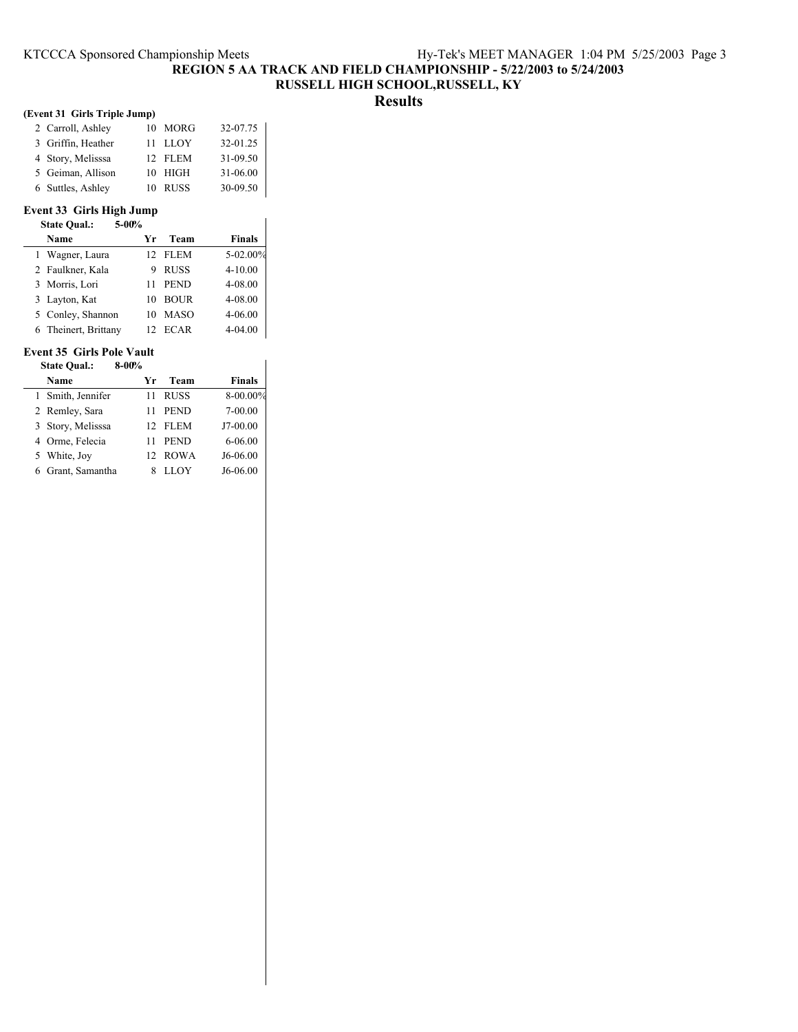## REGION 5 AA TRACK AND FIELD CHAMPIONSHIP - 5/22/2003 to 5/24/2003

## RUSSELL HIGH SCHOOL,RUSSELL, KY

# Results

**(Event 31 Girls Triple Jump)**

| | | Yr | Team | Finals |
|---|---|---|---|---|
| 2 | Carroll, Ashley | 10 | MORG | 32-07.75 |
| 3 | Griffin, Heather | 11 | LLOY | 32-01.25 |
| 4 | Story, Melisssa | 12 | FLEM | 31-09.50 |
| 5 | Geiman, Allison | 10 | HIGH | 31-06.00 |
| 6 | Suttles, Ashley | 10 | RUSS | 30-09.50 |

### Event 33 Girls High Jump

**State Qual.: 5-00%**

| | Name | Yr | Team | Finals |
|---|---|---|---|---|
| 1 | Wagner, Laura | 12 | FLEM | 5-02.00% |
| 2 | Faulkner, Kala | 9 | RUSS | 4-10.00 |
| 3 | Morris, Lori | 11 | PEND | 4-08.00 |
| 3 | Layton, Kat | 10 | BOUR | 4-08.00 |
| 5 | Conley, Shannon | 10 | MASO | 4-06.00 |
| 6 | Theinert, Brittany | 12 | ECAR | 4-04.00 |

### Event 35 Girls Pole Vault

**State Qual.: 8-00%**

| | Name | Yr | Team | Finals |
|---|---|---|---|---|
| 1 | Smith, Jennifer | 11 | RUSS | 8-00.00% |
| 2 | Remley, Sara | 11 | PEND | 7-00.00 |
| 3 | Story, Melisssa | 12 | FLEM | J7-00.00 |
| 4 | Orme, Felecia | 11 | PEND | 6-06.00 |
| 5 | White, Joy | 12 | ROWA | J6-06.00 |
| 6 | Grant, Samantha | 8 | LLOY | J6-06.00 |